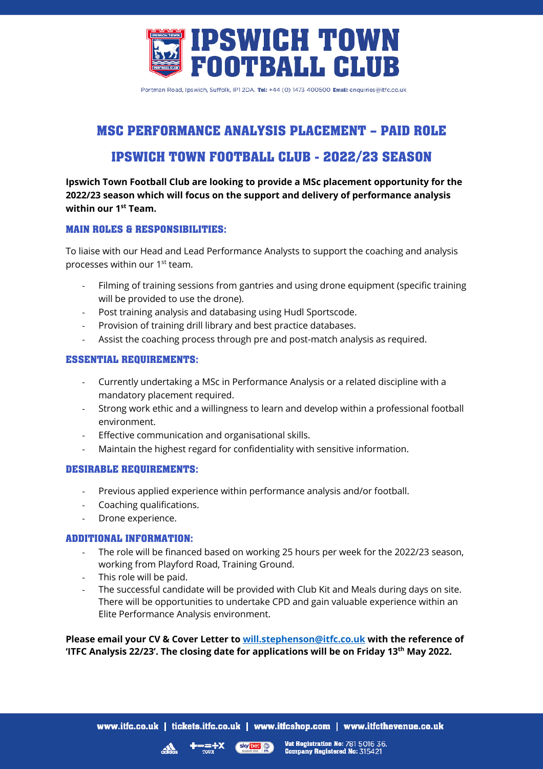# IPSWICH TOWN FOOTBALL CLUB

Portman Road, Ipswich, Suffolk, IP1 2DA. **Tel:** +44 (0) 1473 400500 **Email:** enquiries@itfc.co.uk

## MSC PERFORMANCE ANALYSIS PLACEMENT – PAID ROLE

## IPSWICH TOWN FOOTBALL CLUB - 2022/23 SEASON

**Ipswich Town Football Club are looking to provide a MSc placement opportunity for the 2022/23 season which will focus on the support and delivery of performance analysis within our 1st Team.**

### MAIN ROLES & RESPONSIBILITIES:

To liaise with our Head and Lead Performance Analysts to support the coaching and analysis processes within our 1st team.

- Filming of training sessions from gantries and using drone equipment (specific training will be provided to use the drone).
- Post training analysis and databasing using Hudl Sportscode.
- Provision of training drill library and best practice databases.
- Assist the coaching process through pre and post-match analysis as required.

### ESSENTIAL REQUIREMENTS:

- Currently undertaking a MSc in Performance Analysis or a related discipline with a mandatory placement required.
- Strong work ethic and a willingness to learn and develop within a professional football environment.
- Effective communication and organisational skills.
- Maintain the highest regard for confidentiality with sensitive information.

### DESIRABLE REQUIREMENTS:

- Previous applied experience within performance analysis and/or football.
- Coaching qualifications.
- Drone experience.

### ADDITIONAL INFORMATION:

- The role will be financed based on working 25 hours per week for the 2022/23 season, working from Playford Road, Training Ground.
- This role will be paid.
- The successful candidate will be provided with Club Kit and Meals during days on site. There will be opportunities to undertake CPD and gain valuable experience within an Elite Performance Analysis environment.

**Please email your CV & Cover Letter to [will.stephenson@itfc.co.uk](mailto:will.stephenson@itfc.co.uk) with the reference of 'ITFC Analysis 22/23'. The closing date for applications will be on Friday 13th May 2022.**

www.itfc.co.uk | tickets.itfc.co.uk | www.itfcshop.com | www.itfcthevenue.co.uk

**Vat Registration No:** 781 5016 36.
**Company Registered No:** 315421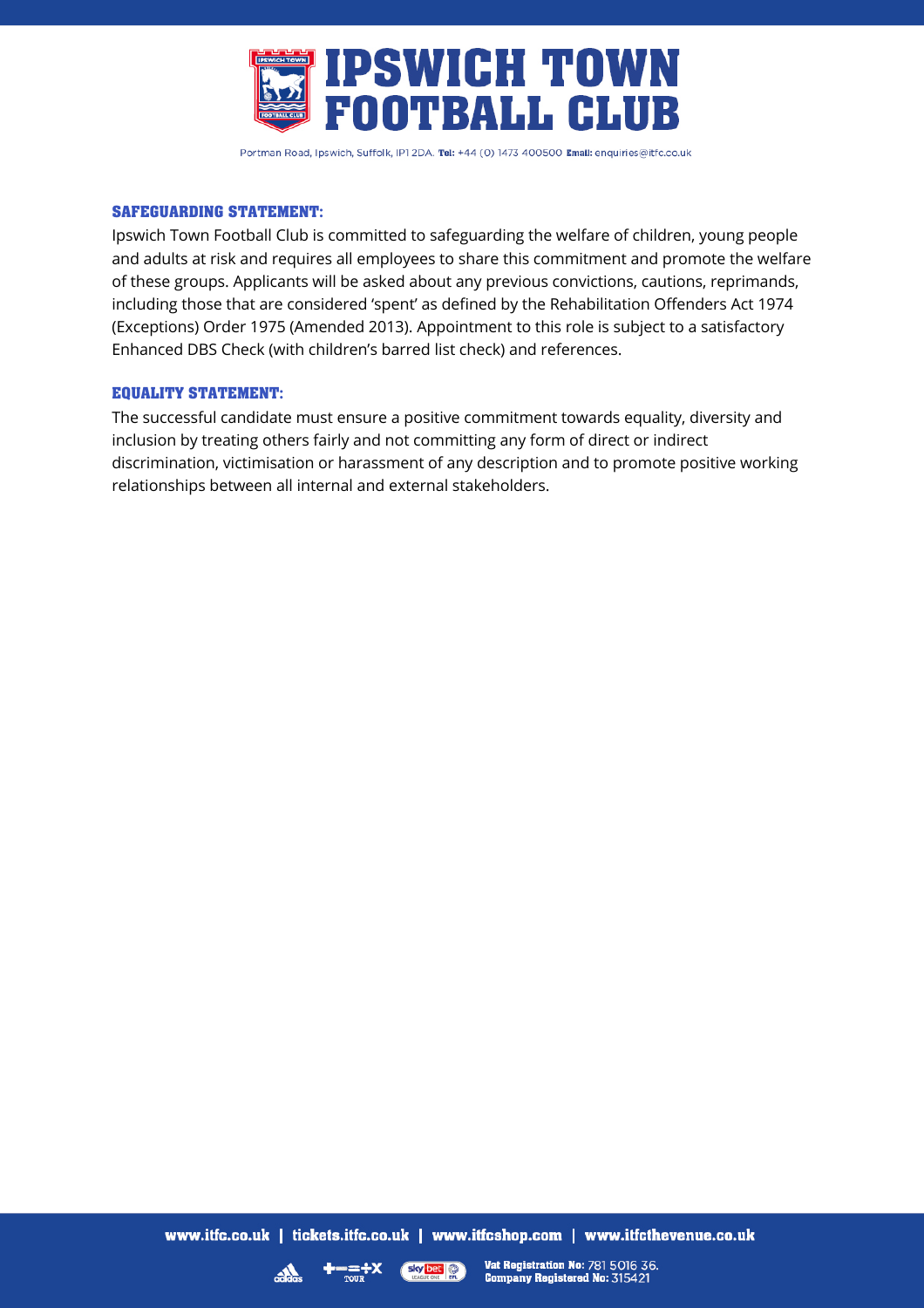## SAFEGUARDING STATEMENT:

Ipswich Town Football Club is committed to safeguarding the welfare of children, young people and adults at risk and requires all employees to share this commitment and promote the welfare of these groups. Applicants will be asked about any previous convictions, cautions, reprimands, including those that are considered 'spent' as defined by the Rehabilitation Offenders Act 1974 (Exceptions) Order 1975 (Amended 2013). Appointment to this role is subject to a satisfactory Enhanced DBS Check (with children's barred list check) and references.

## EQUALITY STATEMENT:

The successful candidate must ensure a positive commitment towards equality, diversity and inclusion by treating others fairly and not committing any form of direct or indirect discrimination, victimisation or harassment of any description and to promote positive working relationships between all internal and external stakeholders.